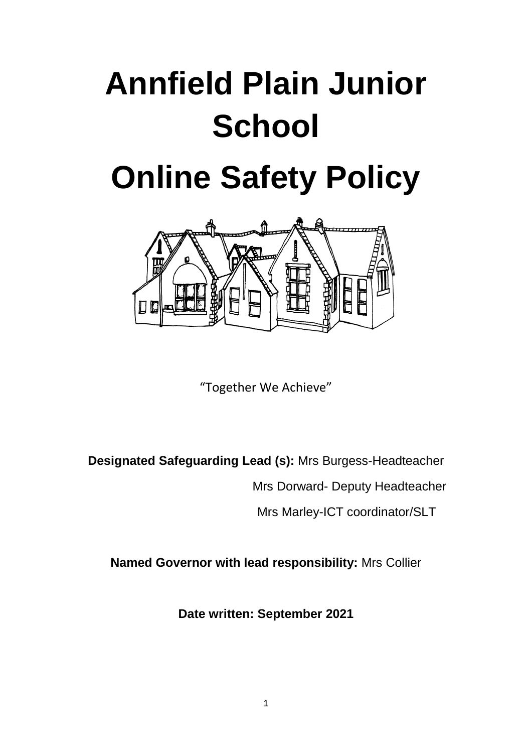# Annfield Plain Junior School

# Online Safety Policy

"Together We Achieve"

**Designated Safeguarding Lead (s):** Mrs Burgess-Headteacher

Mrs Dorward- Deputy Headteacher

Mrs Marley-ICT coordinator/SLT

**Named Governor with lead responsibility:** Mrs Collier

**Date written: September 2021**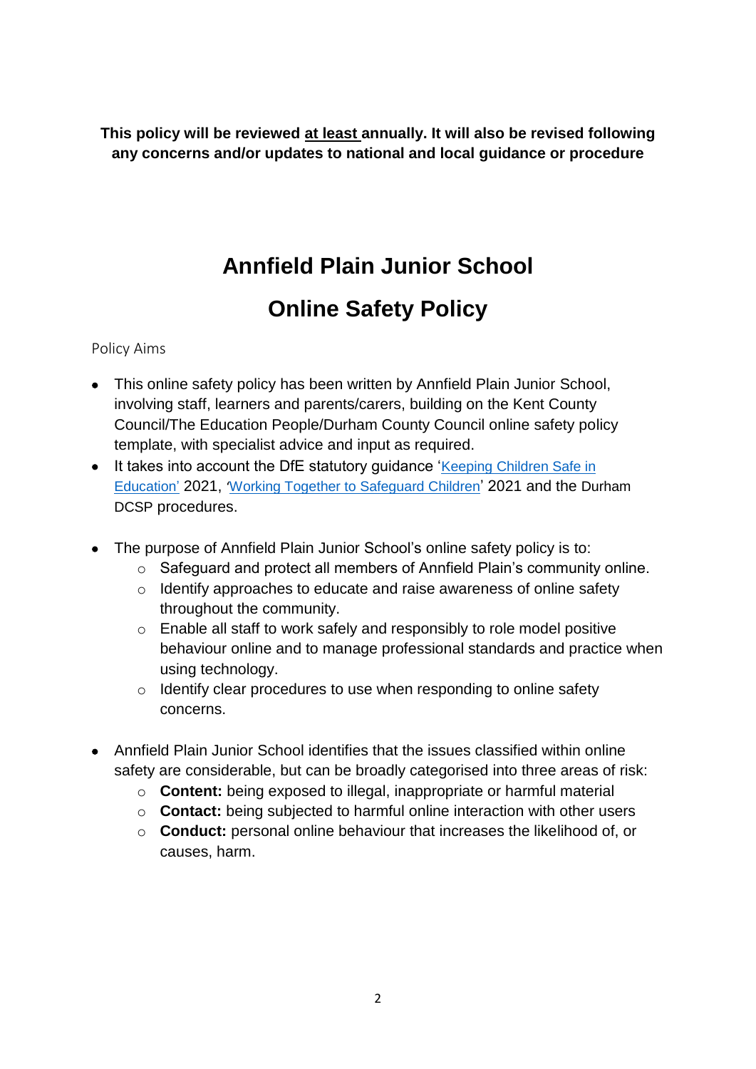**This policy will be reviewed at least annually. It will also be revised following any concerns and/or updates to national and local guidance or procedure**

# Annfield Plain Junior School

# Online Safety Policy

## Policy Aims

- This online safety policy has been written by Annfield Plain Junior School, involving staff, learners and parents/carers, building on the Kent County Council/The Education People/Durham County Council online safety policy template, with specialist advice and input as required.
- It takes into account the DfE statutory guidance '[Keeping Children Safe in Education'](#) 2021, '[Working Together to Safeguard Children](#)' 2021 and the Durham DCSP procedures.

- The purpose of Annfield Plain Junior School's online safety policy is to:
  - Safeguard and protect all members of Annfield Plain's community online.
  - Identify approaches to educate and raise awareness of online safety throughout the community.
  - Enable all staff to work safely and responsibly to role model positive behaviour online and to manage professional standards and practice when using technology.
  - Identify clear procedures to use when responding to online safety concerns.

- Annfield Plain Junior School identifies that the issues classified within online safety are considerable, but can be broadly categorised into three areas of risk:
  - **Content:** being exposed to illegal, inappropriate or harmful material
  - **Contact:** being subjected to harmful online interaction with other users
  - **Conduct:** personal online behaviour that increases the likelihood of, or causes, harm.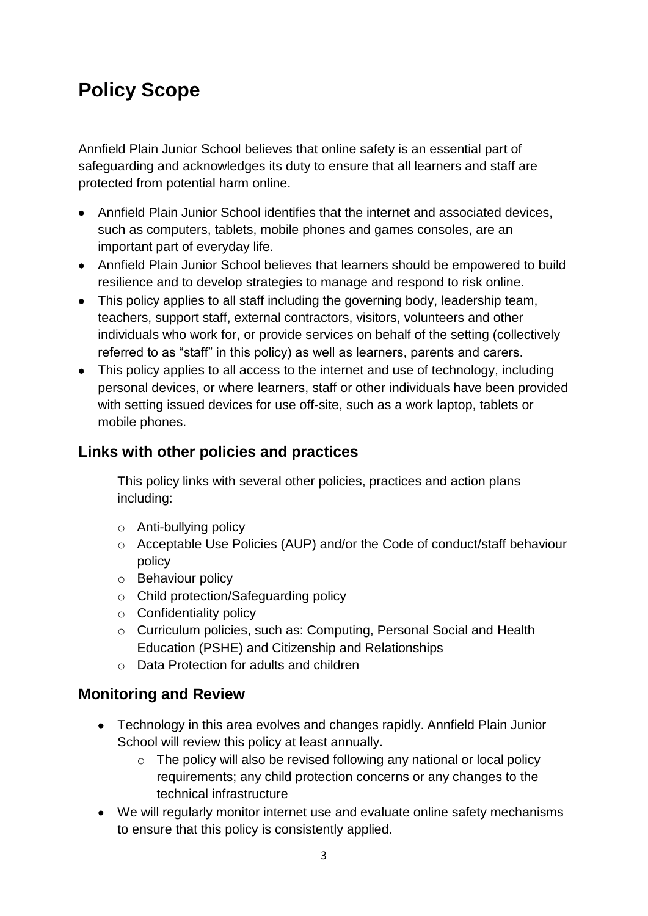# Policy Scope

Annfield Plain Junior School believes that online safety is an essential part of safeguarding and acknowledges its duty to ensure that all learners and staff are protected from potential harm online.

- Annfield Plain Junior School identifies that the internet and associated devices, such as computers, tablets, mobile phones and games consoles, are an important part of everyday life.
- Annfield Plain Junior School believes that learners should be empowered to build resilience and to develop strategies to manage and respond to risk online.
- This policy applies to all staff including the governing body, leadership team, teachers, support staff, external contractors, visitors, volunteers and other individuals who work for, or provide services on behalf of the setting (collectively referred to as "staff" in this policy) as well as learners, parents and carers.
- This policy applies to all access to the internet and use of technology, including personal devices, or where learners, staff or other individuals have been provided with setting issued devices for use off-site, such as a work laptop, tablets or mobile phones.

## Links with other policies and practices

This policy links with several other policies, practices and action plans including:

- Anti-bullying policy
- Acceptable Use Policies (AUP) and/or the Code of conduct/staff behaviour policy
- Behaviour policy
- Child protection/Safeguarding policy
- Confidentiality policy
- Curriculum policies, such as: Computing, Personal Social and Health Education (PSHE) and Citizenship and Relationships
- Data Protection for adults and children

## Monitoring and Review

- Technology in this area evolves and changes rapidly. Annfield Plain Junior School will review this policy at least annually.
  - The policy will also be revised following any national or local policy requirements; any child protection concerns or any changes to the technical infrastructure
- We will regularly monitor internet use and evaluate online safety mechanisms to ensure that this policy is consistently applied.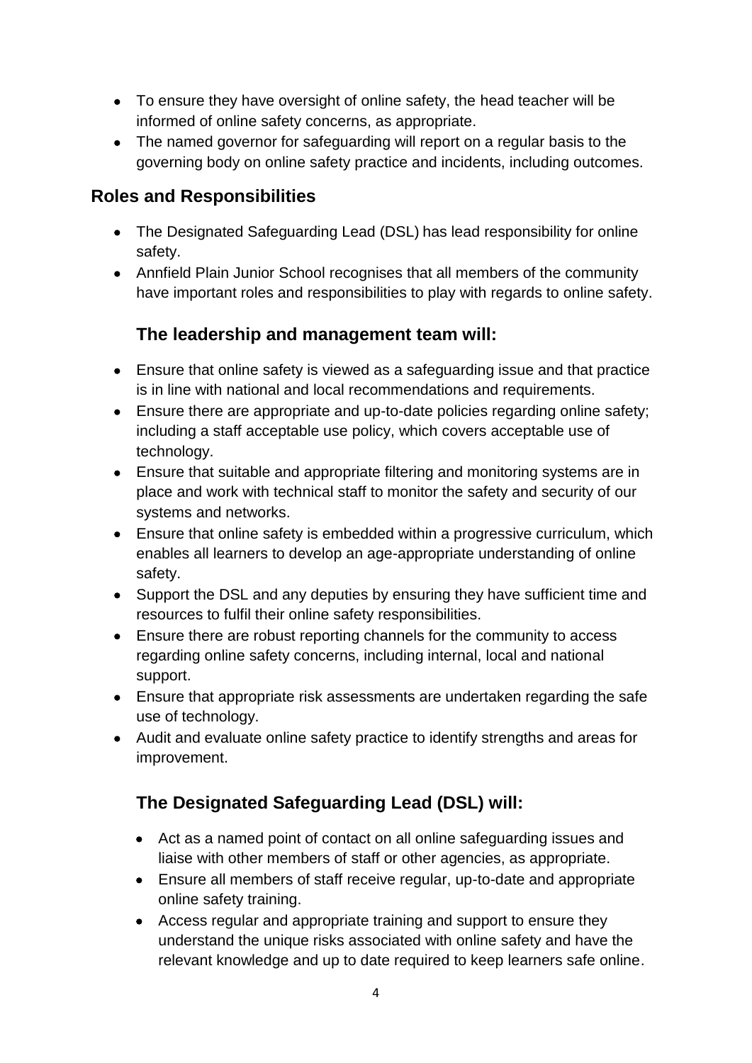- To ensure they have oversight of online safety, the head teacher will be informed of online safety concerns, as appropriate.
- The named governor for safeguarding will report on a regular basis to the governing body on online safety practice and incidents, including outcomes.

## Roles and Responsibilities

- The Designated Safeguarding Lead (DSL) has lead responsibility for online safety.
- Annfield Plain Junior School recognises that all members of the community have important roles and responsibilities to play with regards to online safety.

### The leadership and management team will:

- Ensure that online safety is viewed as a safeguarding issue and that practice is in line with national and local recommendations and requirements.
- Ensure there are appropriate and up-to-date policies regarding online safety; including a staff acceptable use policy, which covers acceptable use of technology.
- Ensure that suitable and appropriate filtering and monitoring systems are in place and work with technical staff to monitor the safety and security of our systems and networks.
- Ensure that online safety is embedded within a progressive curriculum, which enables all learners to develop an age-appropriate understanding of online safety.
- Support the DSL and any deputies by ensuring they have sufficient time and resources to fulfil their online safety responsibilities.
- Ensure there are robust reporting channels for the community to access regarding online safety concerns, including internal, local and national support.
- Ensure that appropriate risk assessments are undertaken regarding the safe use of technology.
- Audit and evaluate online safety practice to identify strengths and areas for improvement.

### The Designated Safeguarding Lead (DSL) will:

- Act as a named point of contact on all online safeguarding issues and liaise with other members of staff or other agencies, as appropriate.
- Ensure all members of staff receive regular, up-to-date and appropriate online safety training.
- Access regular and appropriate training and support to ensure they understand the unique risks associated with online safety and have the relevant knowledge and up to date required to keep learners safe online.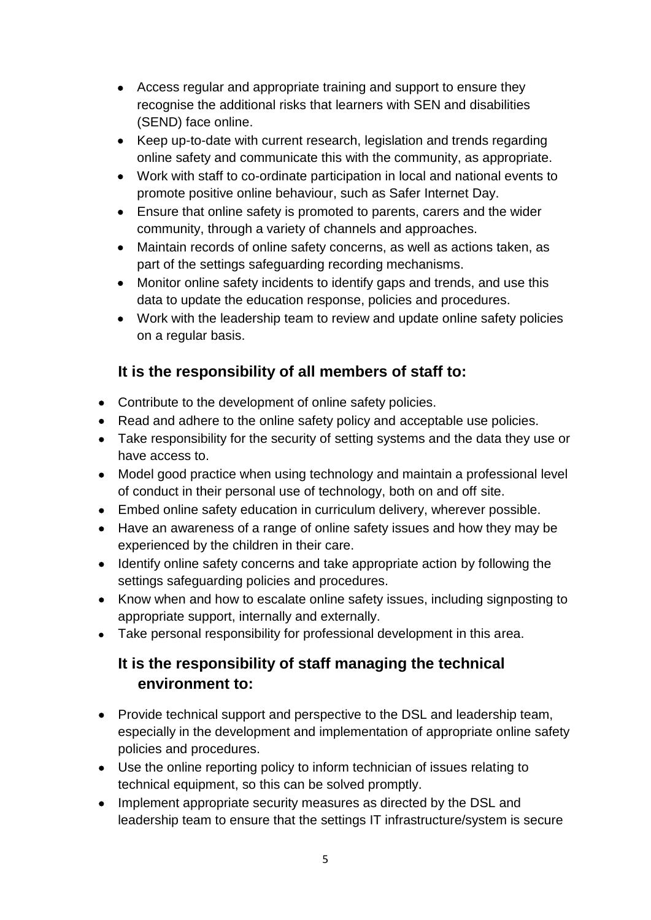- Access regular and appropriate training and support to ensure they recognise the additional risks that learners with SEN and disabilities (SEND) face online.
- Keep up-to-date with current research, legislation and trends regarding online safety and communicate this with the community, as appropriate.
- Work with staff to co-ordinate participation in local and national events to promote positive online behaviour, such as Safer Internet Day.
- Ensure that online safety is promoted to parents, carers and the wider community, through a variety of channels and approaches.
- Maintain records of online safety concerns, as well as actions taken, as part of the settings safeguarding recording mechanisms.
- Monitor online safety incidents to identify gaps and trends, and use this data to update the education response, policies and procedures.
- Work with the leadership team to review and update online safety policies on a regular basis.

### It is the responsibility of all members of staff to:

- Contribute to the development of online safety policies.
- Read and adhere to the online safety policy and acceptable use policies.
- Take responsibility for the security of setting systems and the data they use or have access to.
- Model good practice when using technology and maintain a professional level of conduct in their personal use of technology, both on and off site.
- Embed online safety education in curriculum delivery, wherever possible.
- Have an awareness of a range of online safety issues and how they may be experienced by the children in their care.
- Identify online safety concerns and take appropriate action by following the settings safeguarding policies and procedures.
- Know when and how to escalate online safety issues, including signposting to appropriate support, internally and externally.
- Take personal responsibility for professional development in this area.

### It is the responsibility of staff managing the technical environment to:

- Provide technical support and perspective to the DSL and leadership team, especially in the development and implementation of appropriate online safety policies and procedures.
- Use the online reporting policy to inform technician of issues relating to technical equipment, so this can be solved promptly.
- Implement appropriate security measures as directed by the DSL and leadership team to ensure that the settings IT infrastructure/system is secure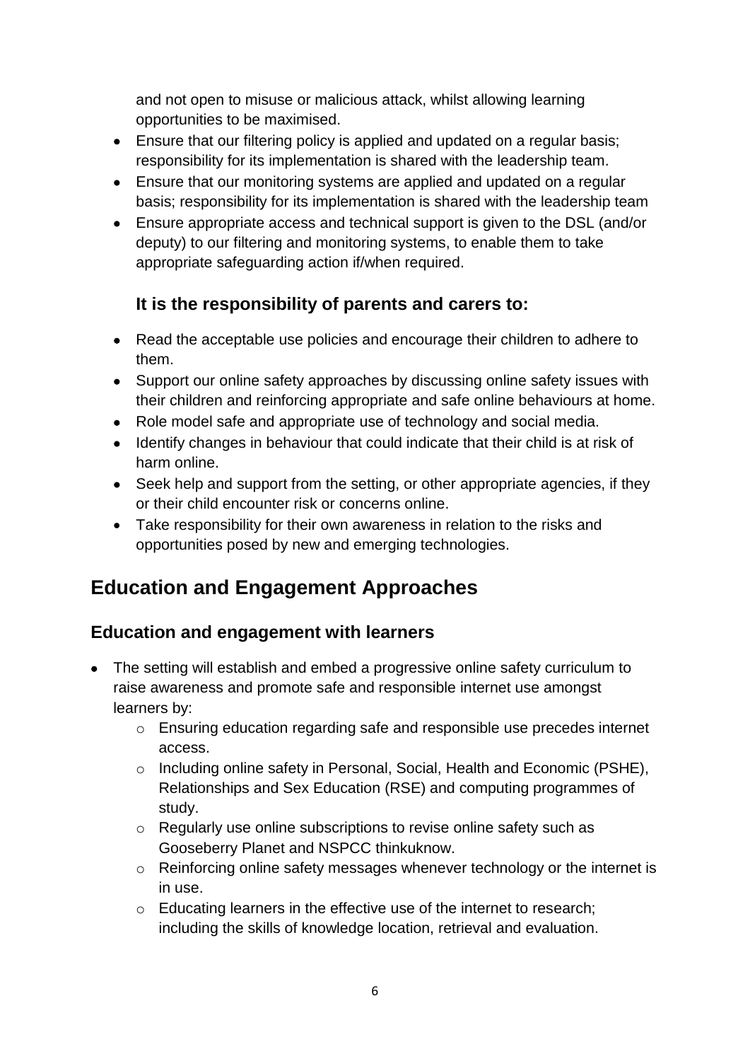and not open to misuse or malicious attack, whilst allowing learning opportunities to be maximised.

- Ensure that our filtering policy is applied and updated on a regular basis; responsibility for its implementation is shared with the leadership team.
- Ensure that our monitoring systems are applied and updated on a regular basis; responsibility for its implementation is shared with the leadership team
- Ensure appropriate access and technical support is given to the DSL (and/or deputy) to our filtering and monitoring systems, to enable them to take appropriate safeguarding action if/when required.

### It is the responsibility of parents and carers to:

- Read the acceptable use policies and encourage their children to adhere to them.
- Support our online safety approaches by discussing online safety issues with their children and reinforcing appropriate and safe online behaviours at home.
- Role model safe and appropriate use of technology and social media.
- Identify changes in behaviour that could indicate that their child is at risk of harm online.
- Seek help and support from the setting, or other appropriate agencies, if they or their child encounter risk or concerns online.
- Take responsibility for their own awareness in relation to the risks and opportunities posed by new and emerging technologies.

## Education and Engagement Approaches

### Education and engagement with learners

- The setting will establish and embed a progressive online safety curriculum to raise awareness and promote safe and responsible internet use amongst learners by:
    - Ensuring education regarding safe and responsible use precedes internet access.
    - Including online safety in Personal, Social, Health and Economic (PSHE), Relationships and Sex Education (RSE) and computing programmes of study.
    - Regularly use online subscriptions to revise online safety such as Gooseberry Planet and NSPCC thinkuknow.
    - Reinforcing online safety messages whenever technology or the internet is in use.
    - Educating learners in the effective use of the internet to research; including the skills of knowledge location, retrieval and evaluation.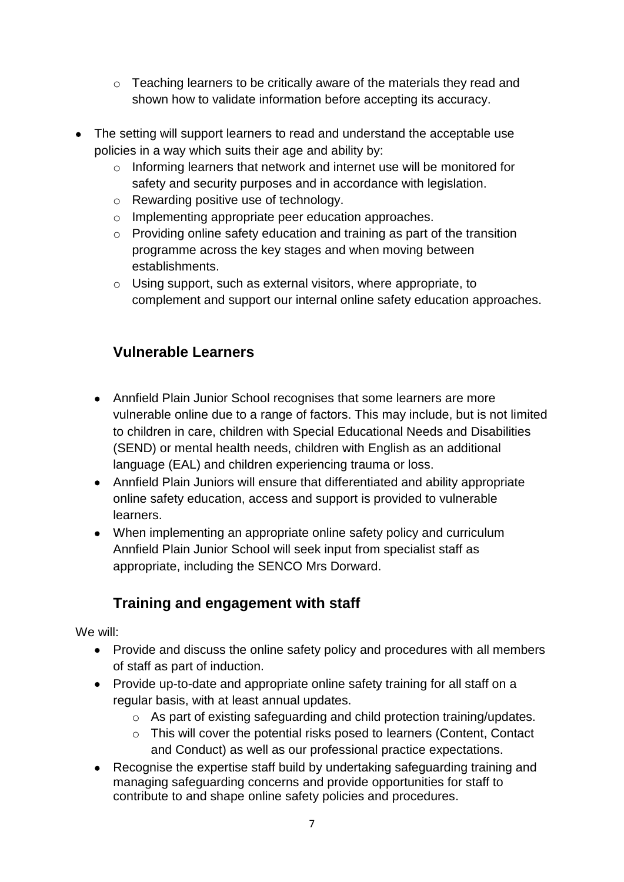- Teaching learners to be critically aware of the materials they read and shown how to validate information before accepting its accuracy.

- The setting will support learners to read and understand the acceptable use policies in a way which suits their age and ability by:
  - Informing learners that network and internet use will be monitored for safety and security purposes and in accordance with legislation.
  - Rewarding positive use of technology.
  - Implementing appropriate peer education approaches.
  - Providing online safety education and training as part of the transition programme across the key stages and when moving between establishments.
  - Using support, such as external visitors, where appropriate, to complement and support our internal online safety education approaches.

## Vulnerable Learners

- Annfield Plain Junior School recognises that some learners are more vulnerable online due to a range of factors. This may include, but is not limited to children in care, children with Special Educational Needs and Disabilities (SEND) or mental health needs, children with English as an additional language (EAL) and children experiencing trauma or loss.
- Annfield Plain Juniors will ensure that differentiated and ability appropriate online safety education, access and support is provided to vulnerable learners.
- When implementing an appropriate online safety policy and curriculum Annfield Plain Junior School will seek input from specialist staff as appropriate, including the SENCO Mrs Dorward.

## Training and engagement with staff

We will:

- Provide and discuss the online safety policy and procedures with all members of staff as part of induction.
- Provide up-to-date and appropriate online safety training for all staff on a regular basis, with at least annual updates.
  - As part of existing safeguarding and child protection training/updates.
  - This will cover the potential risks posed to learners (Content, Contact and Conduct) as well as our professional practice expectations.
- Recognise the expertise staff build by undertaking safeguarding training and managing safeguarding concerns and provide opportunities for staff to contribute to and shape online safety policies and procedures.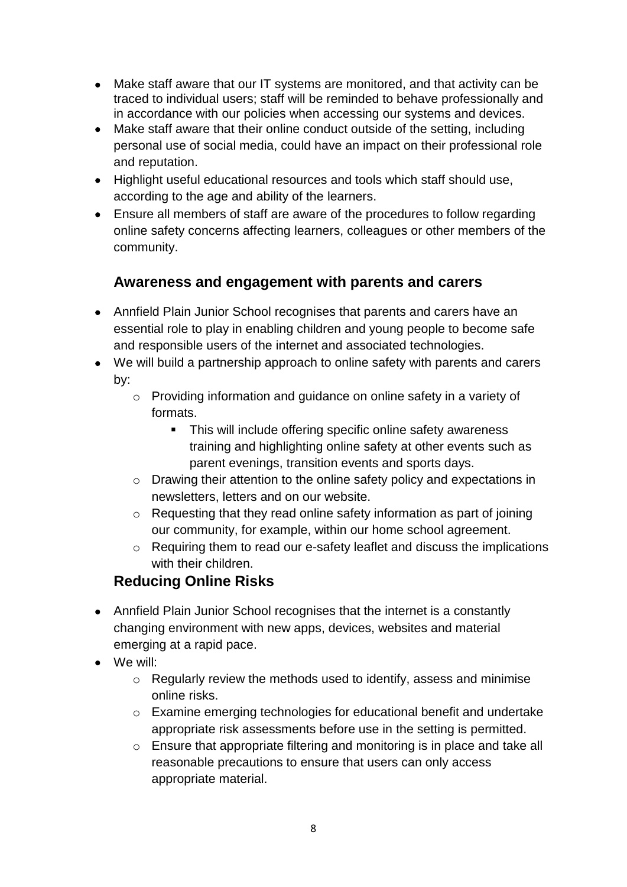- Make staff aware that our IT systems are monitored, and that activity can be traced to individual users; staff will be reminded to behave professionally and in accordance with our policies when accessing our systems and devices.
- Make staff aware that their online conduct outside of the setting, including personal use of social media, could have an impact on their professional role and reputation.
- Highlight useful educational resources and tools which staff should use, according to the age and ability of the learners.
- Ensure all members of staff are aware of the procedures to follow regarding online safety concerns affecting learners, colleagues or other members of the community.

### Awareness and engagement with parents and carers

- Annfield Plain Junior School recognises that parents and carers have an essential role to play in enabling children and young people to become safe and responsible users of the internet and associated technologies.
- We will build a partnership approach to online safety with parents and carers by:
    - Providing information and guidance on online safety in a variety of formats.
        - This will include offering specific online safety awareness training and highlighting online safety at other events such as parent evenings, transition events and sports days.
    - Drawing their attention to the online safety policy and expectations in newsletters, letters and on our website.
    - Requesting that they read online safety information as part of joining our community, for example, within our home school agreement.
    - Requiring them to read our e-safety leaflet and discuss the implications with their children.

### Reducing Online Risks

- Annfield Plain Junior School recognises that the internet is a constantly changing environment with new apps, devices, websites and material emerging at a rapid pace.
- We will:
    - Regularly review the methods used to identify, assess and minimise online risks.
    - Examine emerging technologies for educational benefit and undertake appropriate risk assessments before use in the setting is permitted.
    - Ensure that appropriate filtering and monitoring is in place and take all reasonable precautions to ensure that users can only access appropriate material.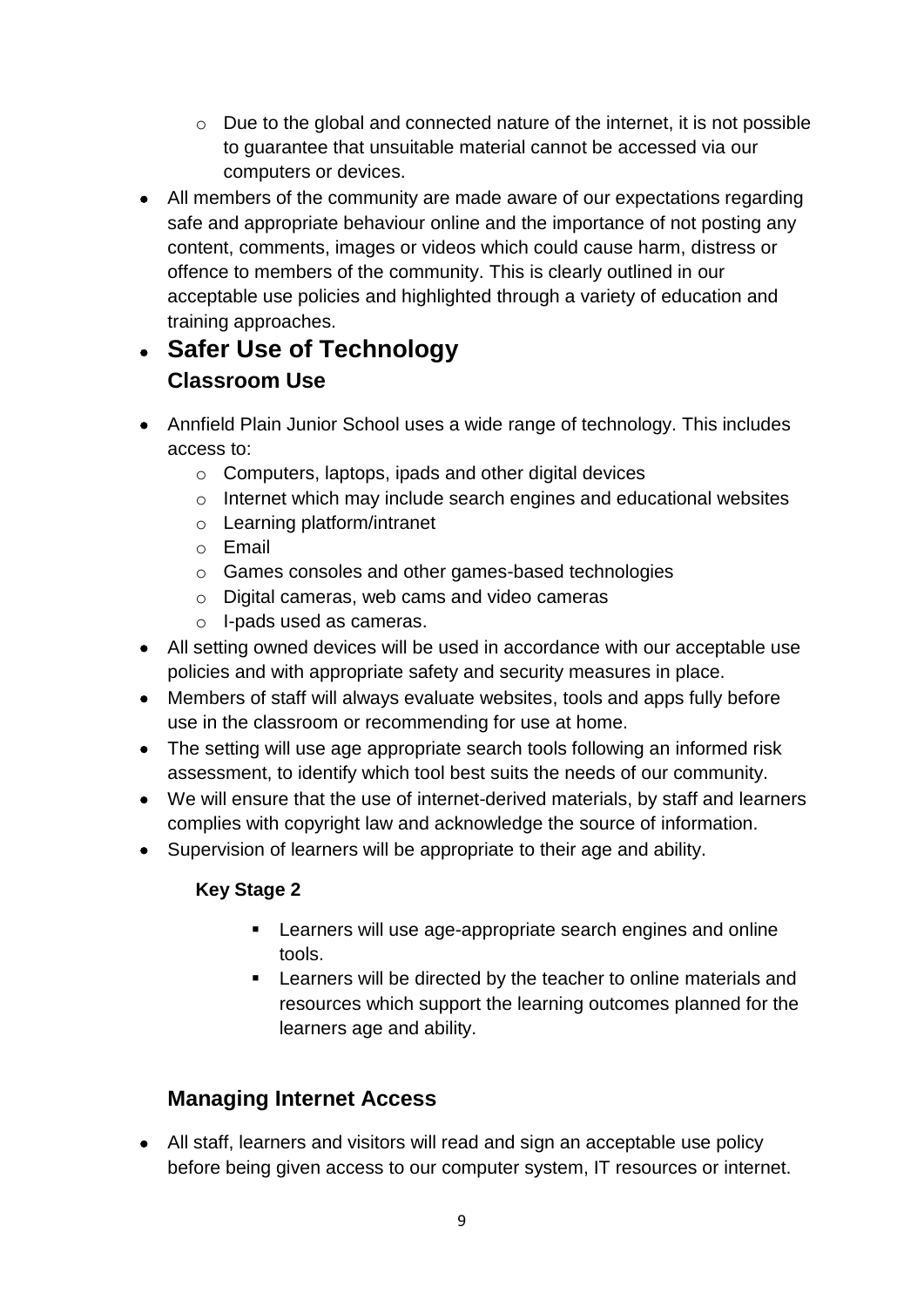- Due to the global and connected nature of the internet, it is not possible to guarantee that unsuitable material cannot be accessed via our computers or devices.
- All members of the community are made aware of our expectations regarding safe and appropriate behaviour online and the importance of not posting any content, comments, images or videos which could cause harm, distress or offence to members of the community. This is clearly outlined in our acceptable use policies and highlighted through a variety of education and training approaches.

## Safer Use of Technology

### Classroom Use

- Annfield Plain Junior School uses a wide range of technology. This includes access to:
  - Computers, laptops, ipads and other digital devices
  - Internet which may include search engines and educational websites
  - Learning platform/intranet
  - Email
  - Games consoles and other games-based technologies
  - Digital cameras, web cams and video cameras
  - I-pads used as cameras.
- All setting owned devices will be used in accordance with our acceptable use policies and with appropriate safety and security measures in place.
- Members of staff will always evaluate websites, tools and apps fully before use in the classroom or recommending for use at home.
- The setting will use age appropriate search tools following an informed risk assessment, to identify which tool best suits the needs of our community.
- We will ensure that the use of internet-derived materials, by staff and learners complies with copyright law and acknowledge the source of information.
- Supervision of learners will be appropriate to their age and ability.

**Key Stage 2**

- Learners will use age-appropriate search engines and online tools.
- Learners will be directed by the teacher to online materials and resources which support the learning outcomes planned for the learners age and ability.

### Managing Internet Access

- All staff, learners and visitors will read and sign an acceptable use policy before being given access to our computer system, IT resources or internet.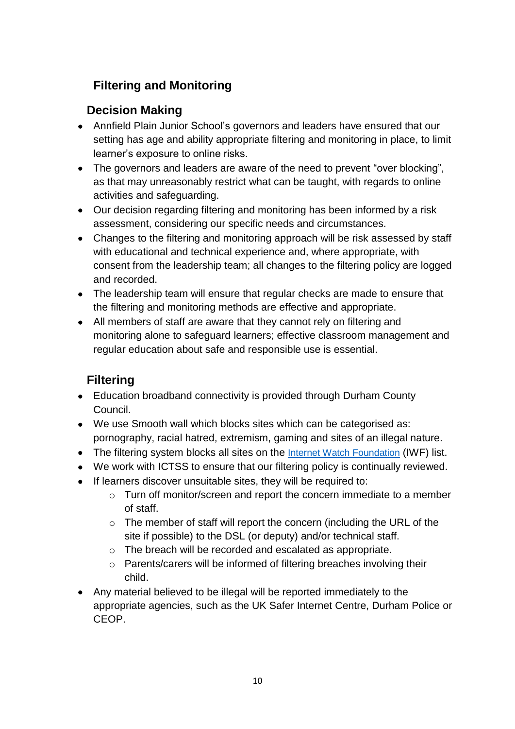## Filtering and Monitoring

### Decision Making

- Annfield Plain Junior School's governors and leaders have ensured that our setting has age and ability appropriate filtering and monitoring in place, to limit learner's exposure to online risks.
- The governors and leaders are aware of the need to prevent "over blocking", as that may unreasonably restrict what can be taught, with regards to online activities and safeguarding.
- Our decision regarding filtering and monitoring has been informed by a risk assessment, considering our specific needs and circumstances.
- Changes to the filtering and monitoring approach will be risk assessed by staff with educational and technical experience and, where appropriate, with consent from the leadership team; all changes to the filtering policy are logged and recorded.
- The leadership team will ensure that regular checks are made to ensure that the filtering and monitoring methods are effective and appropriate.
- All members of staff are aware that they cannot rely on filtering and monitoring alone to safeguard learners; effective classroom management and regular education about safe and responsible use is essential.

### Filtering

- Education broadband connectivity is provided through Durham County Council.
- We use Smooth wall which blocks sites which can be categorised as: pornography, racial hatred, extremism, gaming and sites of an illegal nature.
- The filtering system blocks all sites on the Internet Watch Foundation (IWF) list.
- We work with ICTSS to ensure that our filtering policy is continually reviewed.
- If learners discover unsuitable sites, they will be required to:
  - Turn off monitor/screen and report the concern immediate to a member of staff.
  - The member of staff will report the concern (including the URL of the site if possible) to the DSL (or deputy) and/or technical staff.
  - The breach will be recorded and escalated as appropriate.
  - Parents/carers will be informed of filtering breaches involving their child.
- Any material believed to be illegal will be reported immediately to the appropriate agencies, such as the UK Safer Internet Centre, Durham Police or CEOP.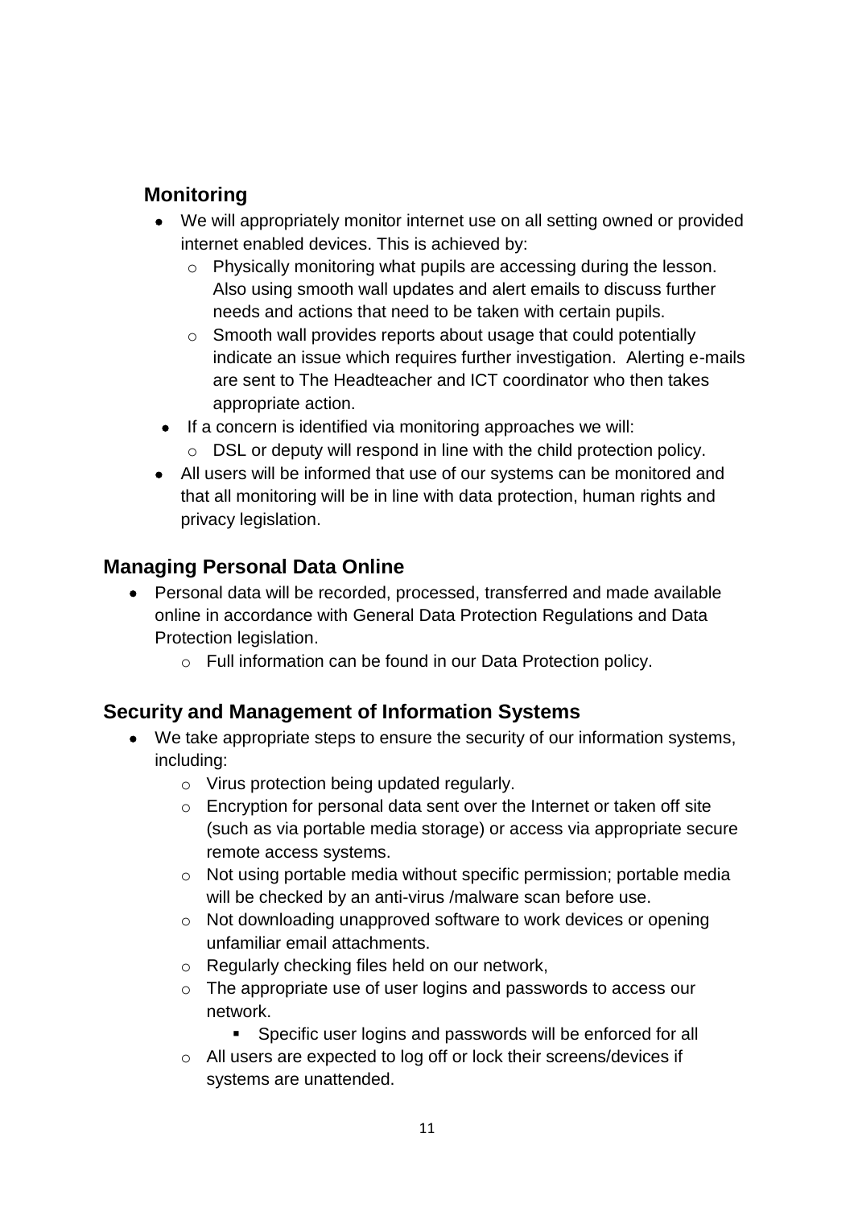## Monitoring

- We will appropriately monitor internet use on all setting owned or provided internet enabled devices. This is achieved by:
  - Physically monitoring what pupils are accessing during the lesson. Also using smooth wall updates and alert emails to discuss further needs and actions that need to be taken with certain pupils.
  - Smooth wall provides reports about usage that could potentially indicate an issue which requires further investigation. Alerting e-mails are sent to The Headteacher and ICT coordinator who then takes appropriate action.
- If a concern is identified via monitoring approaches we will:
  - DSL or deputy will respond in line with the child protection policy.
- All users will be informed that use of our systems can be monitored and that all monitoring will be in line with data protection, human rights and privacy legislation.

## Managing Personal Data Online

- Personal data will be recorded, processed, transferred and made available online in accordance with General Data Protection Regulations and Data Protection legislation.
  - Full information can be found in our Data Protection policy.

## Security and Management of Information Systems

- We take appropriate steps to ensure the security of our information systems, including:
  - Virus protection being updated regularly.
  - Encryption for personal data sent over the Internet or taken off site (such as via portable media storage) or access via appropriate secure remote access systems.
  - Not using portable media without specific permission; portable media will be checked by an anti-virus /malware scan before use.
  - Not downloading unapproved software to work devices or opening unfamiliar email attachments.
  - Regularly checking files held on our network,
  - The appropriate use of user logins and passwords to access our network.
    - Specific user logins and passwords will be enforced for all
  - All users are expected to log off or lock their screens/devices if systems are unattended.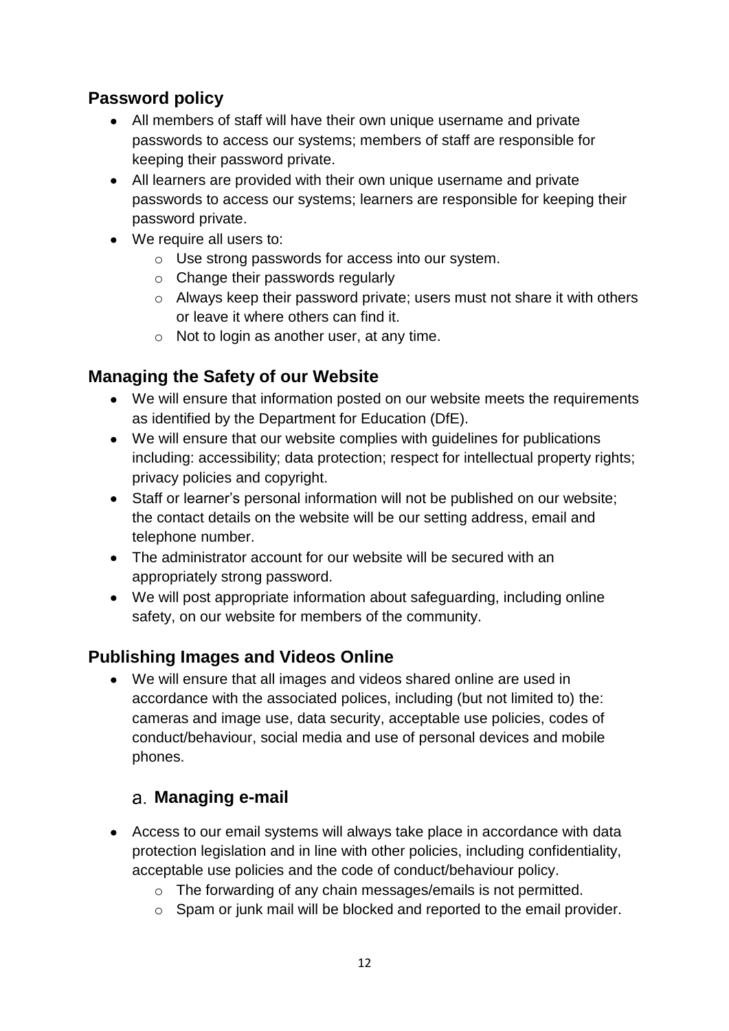## Password policy

- All members of staff will have their own unique username and private passwords to access our systems; members of staff are responsible for keeping their password private.
- All learners are provided with their own unique username and private passwords to access our systems; learners are responsible for keeping their password private.
- We require all users to:
    - Use strong passwords for access into our system.
    - Change their passwords regularly
    - Always keep their password private; users must not share it with others or leave it where others can find it.
    - Not to login as another user, at any time.

## Managing the Safety of our Website

- We will ensure that information posted on our website meets the requirements as identified by the Department for Education (DfE).
- We will ensure that our website complies with guidelines for publications including: accessibility; data protection; respect for intellectual property rights; privacy policies and copyright.
- Staff or learner's personal information will not be published on our website; the contact details on the website will be our setting address, email and telephone number.
- The administrator account for our website will be secured with an appropriately strong password.
- We will post appropriate information about safeguarding, including online safety, on our website for members of the community.

## Publishing Images and Videos Online

- We will ensure that all images and videos shared online are used in accordance with the associated polices, including (but not limited to) the: cameras and image use, data security, acceptable use policies, codes of conduct/behaviour, social media and use of personal devices and mobile phones.

### a. Managing e-mail

- Access to our email systems will always take place in accordance with data protection legislation and in line with other policies, including confidentiality, acceptable use policies and the code of conduct/behaviour policy.
    - The forwarding of any chain messages/emails is not permitted.
    - Spam or junk mail will be blocked and reported to the email provider.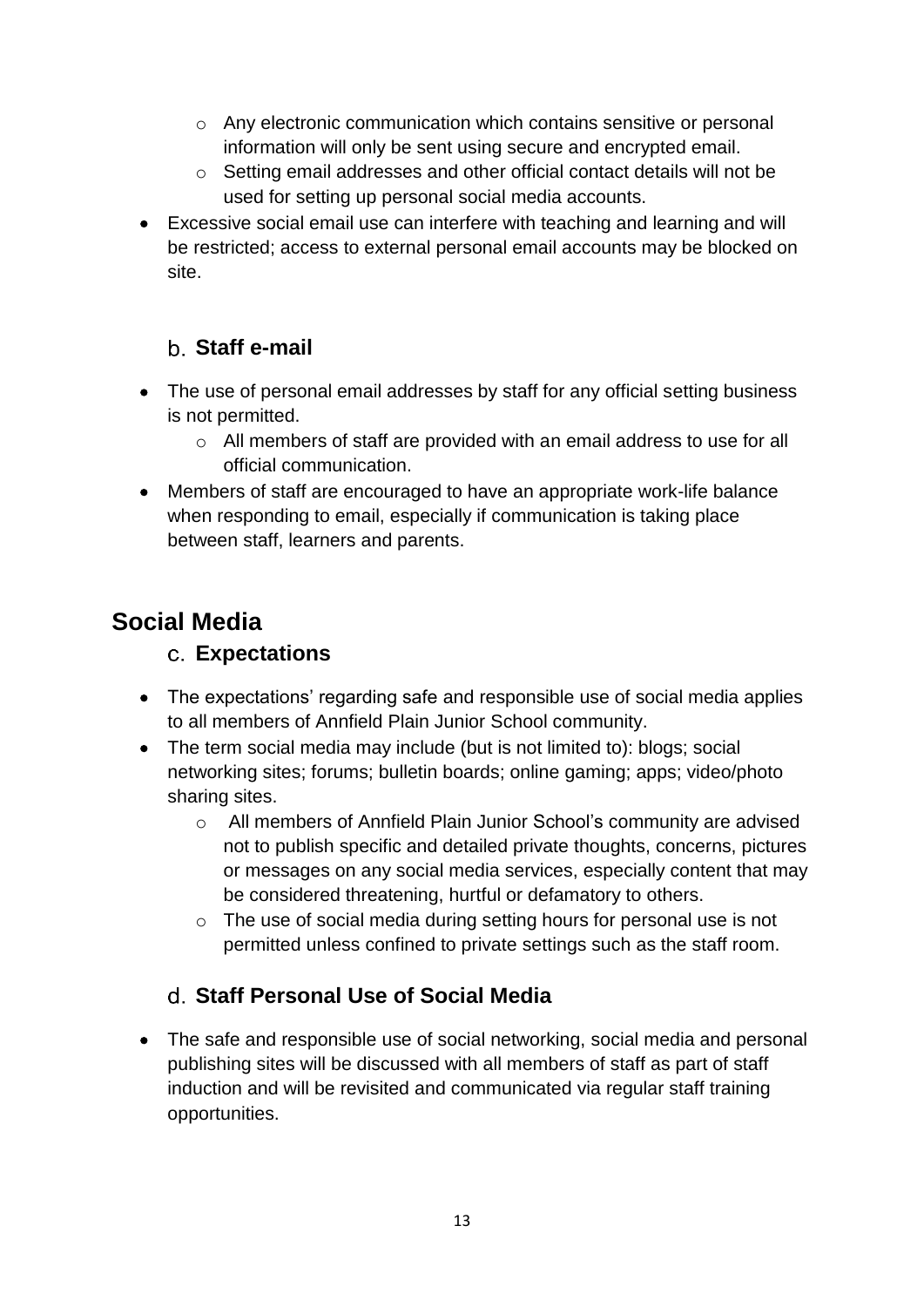- Any electronic communication which contains sensitive or personal information will only be sent using secure and encrypted email.
    - Setting email addresses and other official contact details will not be used for setting up personal social media accounts.
- Excessive social email use can interfere with teaching and learning and will be restricted; access to external personal email accounts may be blocked on site.

### b. Staff e-mail

- The use of personal email addresses by staff for any official setting business is not permitted.
    - All members of staff are provided with an email address to use for all official communication.
- Members of staff are encouraged to have an appropriate work-life balance when responding to email, especially if communication is taking place between staff, learners and parents.

## Social Media

### c. Expectations

- The expectations' regarding safe and responsible use of social media applies to all members of Annfield Plain Junior School community.
- The term social media may include (but is not limited to): blogs; social networking sites; forums; bulletin boards; online gaming; apps; video/photo sharing sites.
    - All members of Annfield Plain Junior School's community are advised not to publish specific and detailed private thoughts, concerns, pictures or messages on any social media services, especially content that may be considered threatening, hurtful or defamatory to others.
    - The use of social media during setting hours for personal use is not permitted unless confined to private settings such as the staff room.

### d. Staff Personal Use of Social Media

- The safe and responsible use of social networking, social media and personal publishing sites will be discussed with all members of staff as part of staff induction and will be revisited and communicated via regular staff training opportunities.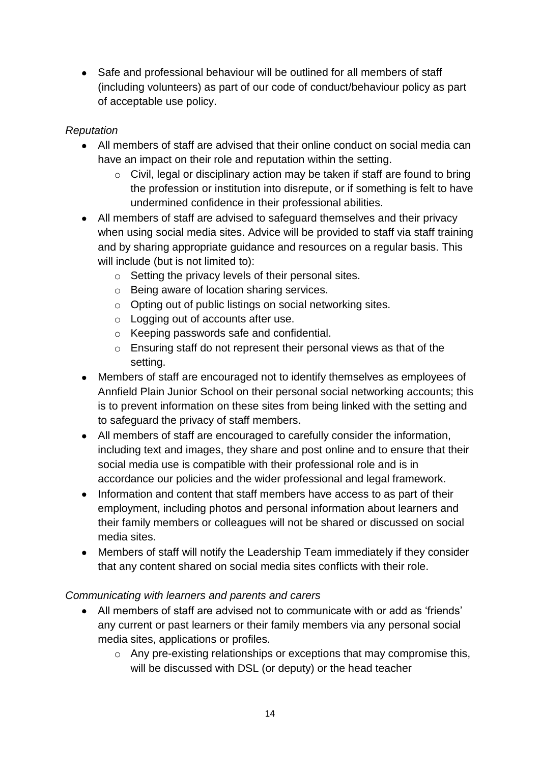- Safe and professional behaviour will be outlined for all members of staff (including volunteers) as part of our code of conduct/behaviour policy as part of acceptable use policy.

*Reputation*

- All members of staff are advised that their online conduct on social media can have an impact on their role and reputation within the setting.
  - Civil, legal or disciplinary action may be taken if staff are found to bring the profession or institution into disrepute, or if something is felt to have undermined confidence in their professional abilities.
- All members of staff are advised to safeguard themselves and their privacy when using social media sites. Advice will be provided to staff via staff training and by sharing appropriate guidance and resources on a regular basis. This will include (but is not limited to):
  - Setting the privacy levels of their personal sites.
  - Being aware of location sharing services.
  - Opting out of public listings on social networking sites.
  - Logging out of accounts after use.
  - Keeping passwords safe and confidential.
  - Ensuring staff do not represent their personal views as that of the setting.
- Members of staff are encouraged not to identify themselves as employees of Annfield Plain Junior School on their personal social networking accounts; this is to prevent information on these sites from being linked with the setting and to safeguard the privacy of staff members.
- All members of staff are encouraged to carefully consider the information, including text and images, they share and post online and to ensure that their social media use is compatible with their professional role and is in accordance our policies and the wider professional and legal framework.
- Information and content that staff members have access to as part of their employment, including photos and personal information about learners and their family members or colleagues will not be shared or discussed on social media sites.
- Members of staff will notify the Leadership Team immediately if they consider that any content shared on social media sites conflicts with their role.

*Communicating with learners and parents and carers*

- All members of staff are advised not to communicate with or add as 'friends' any current or past learners or their family members via any personal social media sites, applications or profiles.
  - Any pre-existing relationships or exceptions that may compromise this, will be discussed with DSL (or deputy) or the head teacher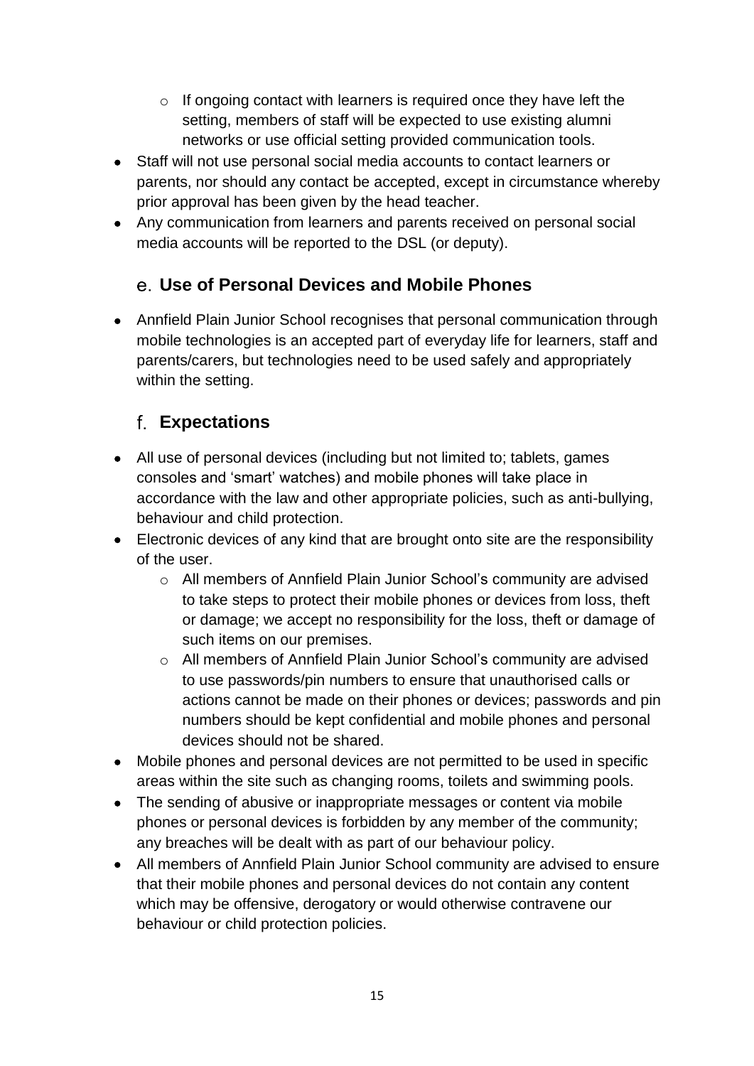- If ongoing contact with learners is required once they have left the setting, members of staff will be expected to use existing alumni networks or use official setting provided communication tools.
- Staff will not use personal social media accounts to contact learners or parents, nor should any contact be accepted, except in circumstance whereby prior approval has been given by the head teacher.
- Any communication from learners and parents received on personal social media accounts will be reported to the DSL (or deputy).

## e. Use of Personal Devices and Mobile Phones

- Annfield Plain Junior School recognises that personal communication through mobile technologies is an accepted part of everyday life for learners, staff and parents/carers, but technologies need to be used safely and appropriately within the setting.

## f. Expectations

- All use of personal devices (including but not limited to; tablets, games consoles and 'smart' watches) and mobile phones will take place in accordance with the law and other appropriate policies, such as anti-bullying, behaviour and child protection.
- Electronic devices of any kind that are brought onto site are the responsibility of the user.
    - All members of Annfield Plain Junior School's community are advised to take steps to protect their mobile phones or devices from loss, theft or damage; we accept no responsibility for the loss, theft or damage of such items on our premises.
    - All members of Annfield Plain Junior School's community are advised to use passwords/pin numbers to ensure that unauthorised calls or actions cannot be made on their phones or devices; passwords and pin numbers should be kept confidential and mobile phones and personal devices should not be shared.
- Mobile phones and personal devices are not permitted to be used in specific areas within the site such as changing rooms, toilets and swimming pools.
- The sending of abusive or inappropriate messages or content via mobile phones or personal devices is forbidden by any member of the community; any breaches will be dealt with as part of our behaviour policy.
- All members of Annfield Plain Junior School community are advised to ensure that their mobile phones and personal devices do not contain any content which may be offensive, derogatory or would otherwise contravene our behaviour or child protection policies.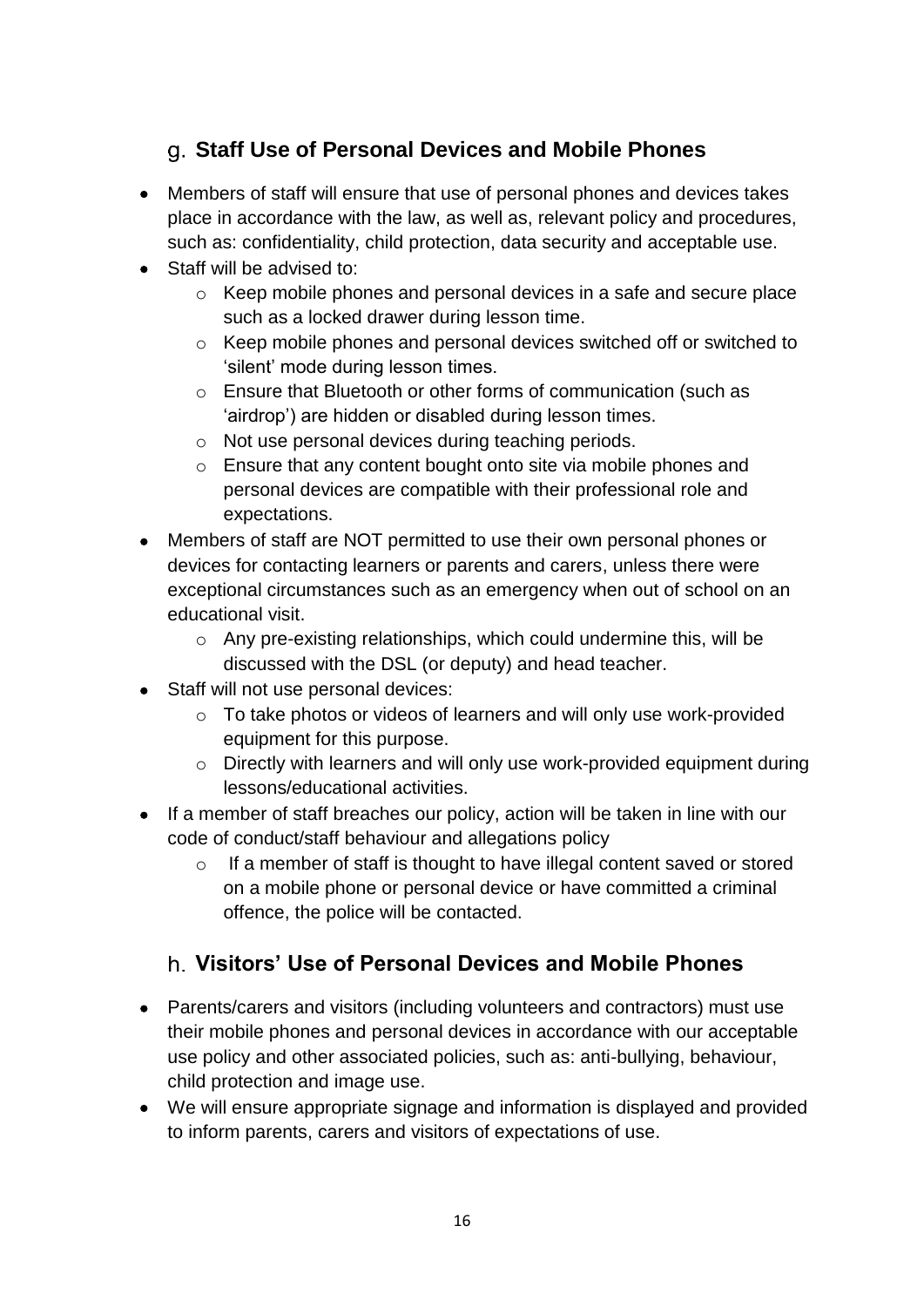## g. Staff Use of Personal Devices and Mobile Phones

- Members of staff will ensure that use of personal phones and devices takes place in accordance with the law, as well as, relevant policy and procedures, such as: confidentiality, child protection, data security and acceptable use.
- Staff will be advised to:
  - Keep mobile phones and personal devices in a safe and secure place such as a locked drawer during lesson time.
  - Keep mobile phones and personal devices switched off or switched to 'silent' mode during lesson times.
  - Ensure that Bluetooth or other forms of communication (such as 'airdrop') are hidden or disabled during lesson times.
  - Not use personal devices during teaching periods.
  - Ensure that any content bought onto site via mobile phones and personal devices are compatible with their professional role and expectations.
- Members of staff are NOT permitted to use their own personal phones or devices for contacting learners or parents and carers, unless there were exceptional circumstances such as an emergency when out of school on an educational visit.
  - Any pre-existing relationships, which could undermine this, will be discussed with the DSL (or deputy) and head teacher.
- Staff will not use personal devices:
  - To take photos or videos of learners and will only use work-provided equipment for this purpose.
  - Directly with learners and will only use work-provided equipment during lessons/educational activities.
- If a member of staff breaches our policy, action will be taken in line with our code of conduct/staff behaviour and allegations policy
  - If a member of staff is thought to have illegal content saved or stored on a mobile phone or personal device or have committed a criminal offence, the police will be contacted.

## h. Visitors' Use of Personal Devices and Mobile Phones

- Parents/carers and visitors (including volunteers and contractors) must use their mobile phones and personal devices in accordance with our acceptable use policy and other associated policies, such as: anti-bullying, behaviour, child protection and image use.
- We will ensure appropriate signage and information is displayed and provided to inform parents, carers and visitors of expectations of use.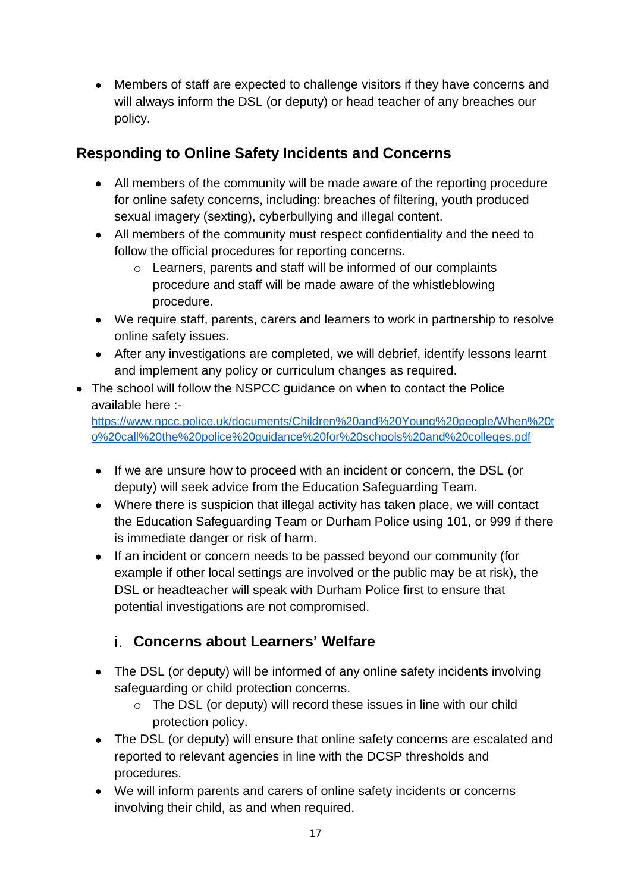- Members of staff are expected to challenge visitors if they have concerns and will always inform the DSL (or deputy) or head teacher of any breaches our policy.

## Responding to Online Safety Incidents and Concerns

- All members of the community will be made aware of the reporting procedure for online safety concerns, including: breaches of filtering, youth produced sexual imagery (sexting), cyberbullying and illegal content.
- All members of the community must respect confidentiality and the need to follow the official procedures for reporting concerns.
    - Learners, parents and staff will be informed of our complaints procedure and staff will be made aware of the whistleblowing procedure.
- We require staff, parents, carers and learners to work in partnership to resolve online safety issues.
- After any investigations are completed, we will debrief, identify lessons learnt and implement any policy or curriculum changes as required.
- The school will follow the NSPCC guidance on when to contact the Police available here :- https://www.npcc.police.uk/documents/Children%20and%20Young%20people/When%20to%20call%20the%20police%20guidance%20for%20schools%20and%20colleges.pdf

- If we are unsure how to proceed with an incident or concern, the DSL (or deputy) will seek advice from the Education Safeguarding Team.
- Where there is suspicion that illegal activity has taken place, we will contact the Education Safeguarding Team or Durham Police using 101, or 999 if there is immediate danger or risk of harm.
- If an incident or concern needs to be passed beyond our community (for example if other local settings are involved or the public may be at risk), the DSL or headteacher will speak with Durham Police first to ensure that potential investigations are not compromised.

### i. Concerns about Learners' Welfare

- The DSL (or deputy) will be informed of any online safety incidents involving safeguarding or child protection concerns.
    - The DSL (or deputy) will record these issues in line with our child protection policy.
- The DSL (or deputy) will ensure that online safety concerns are escalated and reported to relevant agencies in line with the DCSP thresholds and procedures.
- We will inform parents and carers of online safety incidents or concerns involving their child, as and when required.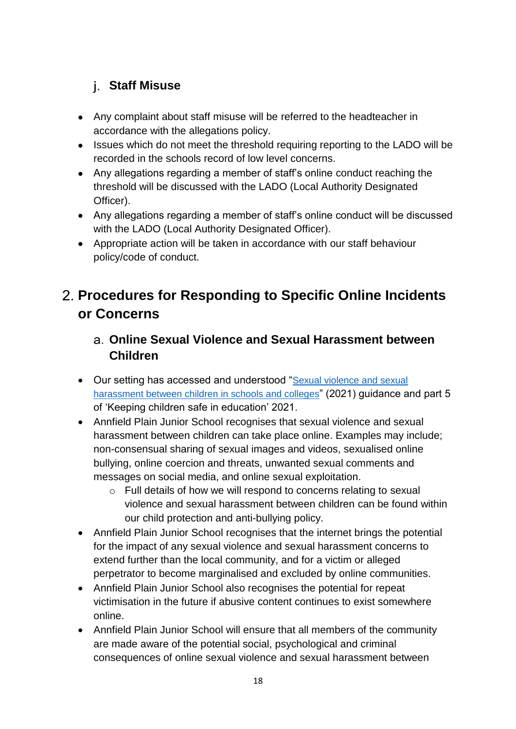### j. Staff Misuse

- Any complaint about staff misuse will be referred to the headteacher in accordance with the allegations policy.
- Issues which do not meet the threshold requiring reporting to the LADO will be recorded in the schools record of low level concerns.
- Any allegations regarding a member of staff's online conduct reaching the threshold will be discussed with the LADO (Local Authority Designated Officer).
- Any allegations regarding a member of staff's online conduct will be discussed with the LADO (Local Authority Designated Officer).
- Appropriate action will be taken in accordance with our staff behaviour policy/code of conduct.

## 2. Procedures for Responding to Specific Online Incidents or Concerns

### a. Online Sexual Violence and Sexual Harassment between Children

- Our setting has accessed and understood "Sexual violence and sexual harassment between children in schools and colleges" (2021) guidance and part 5 of 'Keeping children safe in education' 2021.
- Annfield Plain Junior School recognises that sexual violence and sexual harassment between children can take place online. Examples may include; non-consensual sharing of sexual images and videos, sexualised online bullying, online coercion and threats, unwanted sexual comments and messages on social media, and online sexual exploitation.
  - Full details of how we will respond to concerns relating to sexual violence and sexual harassment between children can be found within our child protection and anti-bullying policy.
- Annfield Plain Junior School recognises that the internet brings the potential for the impact of any sexual violence and sexual harassment concerns to extend further than the local community, and for a victim or alleged perpetrator to become marginalised and excluded by online communities.
- Annfield Plain Junior School also recognises the potential for repeat victimisation in the future if abusive content continues to exist somewhere online.
- Annfield Plain Junior School will ensure that all members of the community are made aware of the potential social, psychological and criminal consequences of online sexual violence and sexual harassment between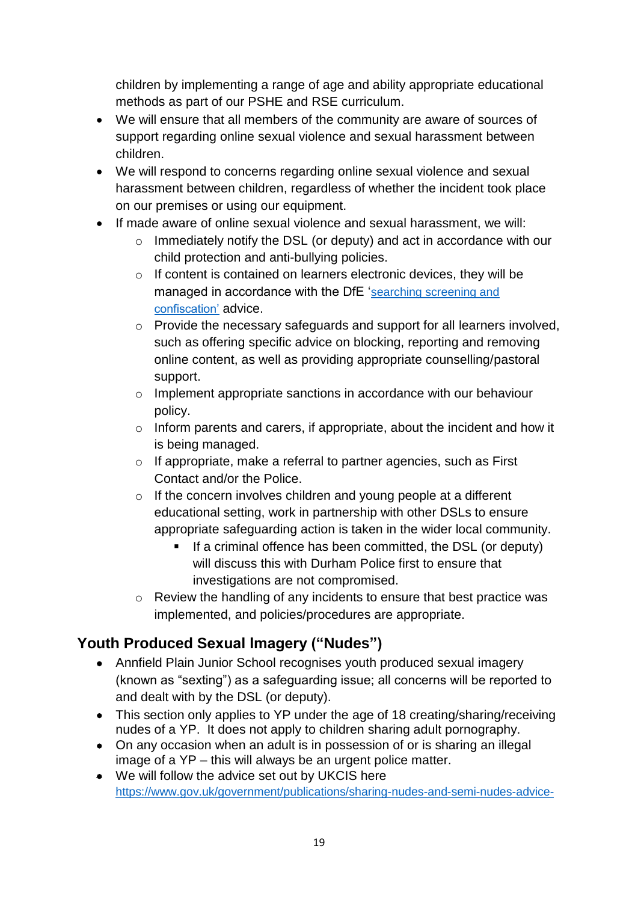children by implementing a range of age and ability appropriate educational methods as part of our PSHE and RSE curriculum.

- We will ensure that all members of the community are aware of sources of support regarding online sexual violence and sexual harassment between children.
- We will respond to concerns regarding online sexual violence and sexual harassment between children, regardless of whether the incident took place on our premises or using our equipment.
- If made aware of online sexual violence and sexual harassment, we will:
  - Immediately notify the DSL (or deputy) and act in accordance with our child protection and anti-bullying policies.
  - If content is contained on learners electronic devices, they will be managed in accordance with the DfE '[searching screening and confiscation'](https://www.gov.uk/government/publications/searching-screening-and-confiscation) advice.
  - Provide the necessary safeguards and support for all learners involved, such as offering specific advice on blocking, reporting and removing online content, as well as providing appropriate counselling/pastoral support.
  - Implement appropriate sanctions in accordance with our behaviour policy.
  - Inform parents and carers, if appropriate, about the incident and how it is being managed.
  - If appropriate, make a referral to partner agencies, such as First Contact and/or the Police.
  - If the concern involves children and young people at a different educational setting, work in partnership with other DSLs to ensure appropriate safeguarding action is taken in the wider local community.
    - If a criminal offence has been committed, the DSL (or deputy) will discuss this with Durham Police first to ensure that investigations are not compromised.
  - Review the handling of any incidents to ensure that best practice was implemented, and policies/procedures are appropriate.

## Youth Produced Sexual Imagery ("Nudes")

- Annfield Plain Junior School recognises youth produced sexual imagery (known as "sexting") as a safeguarding issue; all concerns will be reported to and dealt with by the DSL (or deputy).
- This section only applies to YP under the age of 18 creating/sharing/receiving nudes of a YP. It does not apply to children sharing adult pornography.
- On any occasion when an adult is in possession of or is sharing an illegal image of a YP – this will always be an urgent police matter.
- We will follow the advice set out by UKCIS here https://www.gov.uk/government/publications/sharing-nudes-and-semi-nudes-advice-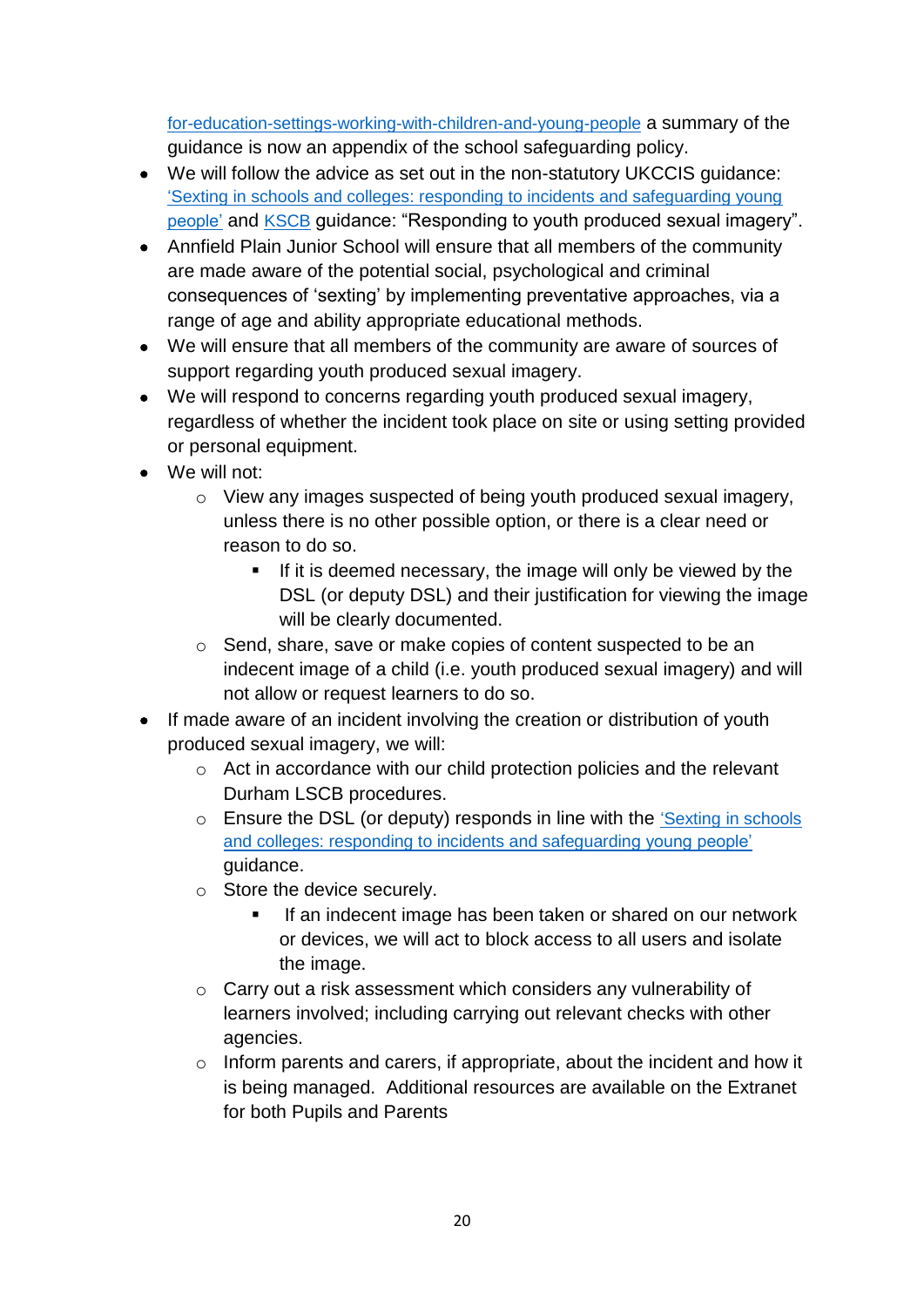for-education-settings-working-with-children-and-young-people a summary of the guidance is now an appendix of the school safeguarding policy.

- We will follow the advice as set out in the non-statutory UKCCIS guidance: 'Sexting in schools and colleges: responding to incidents and safeguarding young people' and KSCB guidance: "Responding to youth produced sexual imagery".
- Annfield Plain Junior School will ensure that all members of the community are made aware of the potential social, psychological and criminal consequences of 'sexting' by implementing preventative approaches, via a range of age and ability appropriate educational methods.
- We will ensure that all members of the community are aware of sources of support regarding youth produced sexual imagery.
- We will respond to concerns regarding youth produced sexual imagery, regardless of whether the incident took place on site or using setting provided or personal equipment.
- We will not:
  - View any images suspected of being youth produced sexual imagery, unless there is no other possible option, or there is a clear need or reason to do so.
    - If it is deemed necessary, the image will only be viewed by the DSL (or deputy DSL) and their justification for viewing the image will be clearly documented.
  - Send, share, save or make copies of content suspected to be an indecent image of a child (i.e. youth produced sexual imagery) and will not allow or request learners to do so.
- If made aware of an incident involving the creation or distribution of youth produced sexual imagery, we will:
  - Act in accordance with our child protection policies and the relevant Durham LSCB procedures.
  - Ensure the DSL (or deputy) responds in line with the 'Sexting in schools and colleges: responding to incidents and safeguarding young people' guidance.
  - Store the device securely.
    - If an indecent image has been taken or shared on our network or devices, we will act to block access to all users and isolate the image.
  - Carry out a risk assessment which considers any vulnerability of learners involved; including carrying out relevant checks with other agencies.
  - Inform parents and carers, if appropriate, about the incident and how it is being managed. Additional resources are available on the Extranet for both Pupils and Parents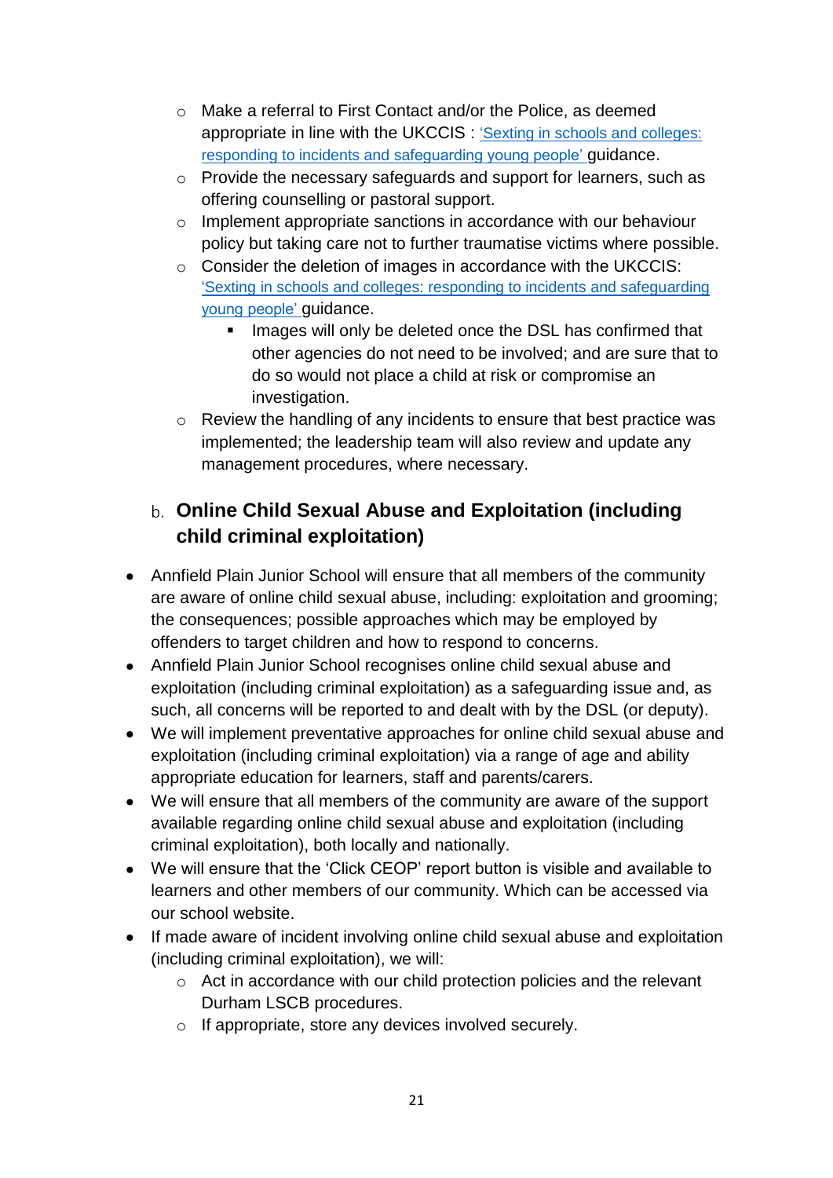- Make a referral to First Contact and/or the Police, as deemed appropriate in line with the UKCCIS : 'Sexting in schools and colleges: responding to incidents and safeguarding young people' guidance.
  - Provide the necessary safeguards and support for learners, such as offering counselling or pastoral support.
  - Implement appropriate sanctions in accordance with our behaviour policy but taking care not to further traumatise victims where possible.
  - Consider the deletion of images in accordance with the UKCCIS: 'Sexting in schools and colleges: responding to incidents and safeguarding young people' guidance.
    - Images will only be deleted once the DSL has confirmed that other agencies do not need to be involved; and are sure that to do so would not place a child at risk or compromise an investigation.
  - Review the handling of any incidents to ensure that best practice was implemented; the leadership team will also review and update any management procedures, where necessary.

### b. Online Child Sexual Abuse and Exploitation (including child criminal exploitation)

- Annfield Plain Junior School will ensure that all members of the community are aware of online child sexual abuse, including: exploitation and grooming; the consequences; possible approaches which may be employed by offenders to target children and how to respond to concerns.
- Annfield Plain Junior School recognises online child sexual abuse and exploitation (including criminal exploitation) as a safeguarding issue and, as such, all concerns will be reported to and dealt with by the DSL (or deputy).
- We will implement preventative approaches for online child sexual abuse and exploitation (including criminal exploitation) via a range of age and ability appropriate education for learners, staff and parents/carers.
- We will ensure that all members of the community are aware of the support available regarding online child sexual abuse and exploitation (including criminal exploitation), both locally and nationally.
- We will ensure that the 'Click CEOP' report button is visible and available to learners and other members of our community. Which can be accessed via our school website.
- If made aware of incident involving online child sexual abuse and exploitation (including criminal exploitation), we will:
  - Act in accordance with our child protection policies and the relevant Durham LSCB procedures.
  - If appropriate, store any devices involved securely.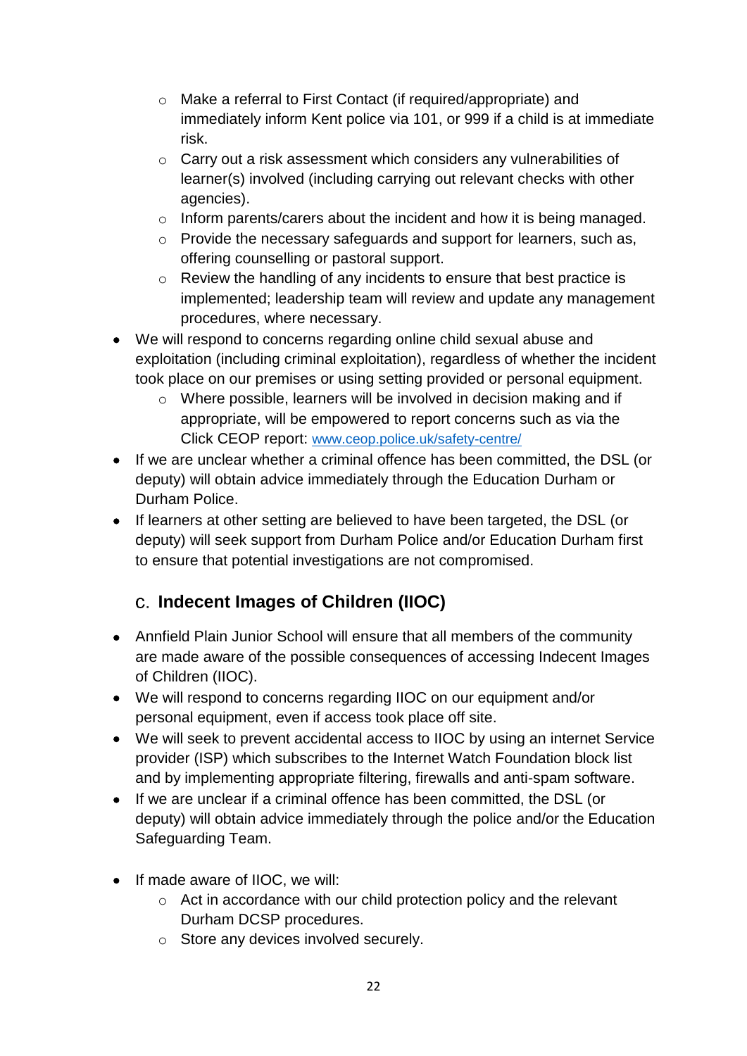- Make a referral to First Contact (if required/appropriate) and immediately inform Kent police via 101, or 999 if a child is at immediate risk.
    - Carry out a risk assessment which considers any vulnerabilities of learner(s) involved (including carrying out relevant checks with other agencies).
    - Inform parents/carers about the incident and how it is being managed.
    - Provide the necessary safeguards and support for learners, such as, offering counselling or pastoral support.
    - Review the handling of any incidents to ensure that best practice is implemented; leadership team will review and update any management procedures, where necessary.
- We will respond to concerns regarding online child sexual abuse and exploitation (including criminal exploitation), regardless of whether the incident took place on our premises or using setting provided or personal equipment.
    - Where possible, learners will be involved in decision making and if appropriate, will be empowered to report concerns such as via the Click CEOP report: www.ceop.police.uk/safety-centre/
- If we are unclear whether a criminal offence has been committed, the DSL (or deputy) will obtain advice immediately through the Education Durham or Durham Police.
- If learners at other setting are believed to have been targeted, the DSL (or deputy) will seek support from Durham Police and/or Education Durham first to ensure that potential investigations are not compromised.

### c. Indecent Images of Children (IIOC)

- Annfield Plain Junior School will ensure that all members of the community are made aware of the possible consequences of accessing Indecent Images of Children (IIOC).
- We will respond to concerns regarding IIOC on our equipment and/or personal equipment, even if access took place off site.
- We will seek to prevent accidental access to IIOC by using an internet Service provider (ISP) which subscribes to the Internet Watch Foundation block list and by implementing appropriate filtering, firewalls and anti-spam software.
- If we are unclear if a criminal offence has been committed, the DSL (or deputy) will obtain advice immediately through the police and/or the Education Safeguarding Team.
- If made aware of IIOC, we will:
    - Act in accordance with our child protection policy and the relevant Durham DCSP procedures.
    - Store any devices involved securely.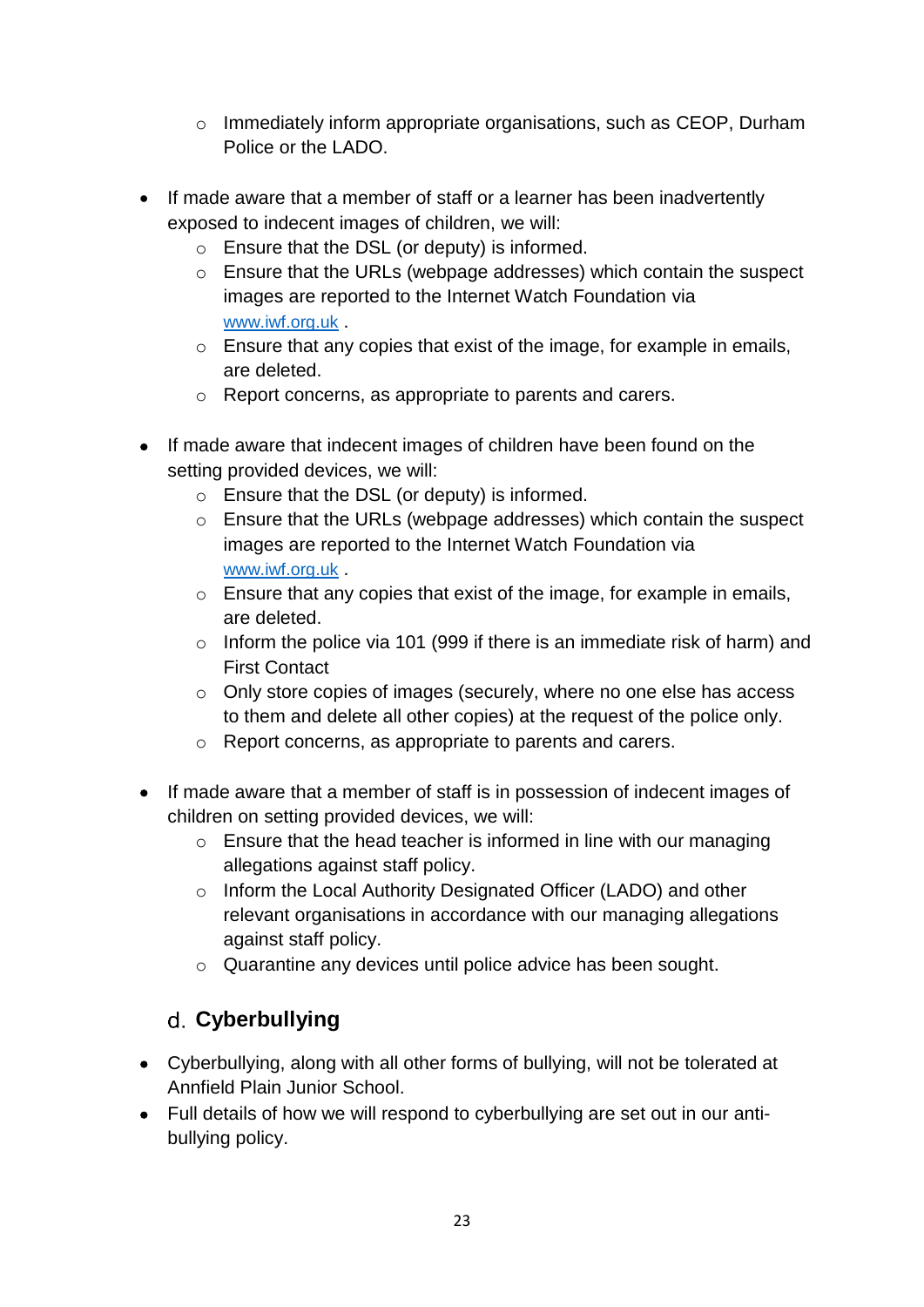- Immediately inform appropriate organisations, such as CEOP, Durham Police or the LADO.

- If made aware that a member of staff or a learner has been inadvertently exposed to indecent images of children, we will:
    - Ensure that the DSL (or deputy) is informed.
    - Ensure that the URLs (webpage addresses) which contain the suspect images are reported to the Internet Watch Foundation via [www.iwf.org.uk](http://www.iwf.org.uk) .
    - Ensure that any copies that exist of the image, for example in emails, are deleted.
    - Report concerns, as appropriate to parents and carers.

- If made aware that indecent images of children have been found on the setting provided devices, we will:
    - Ensure that the DSL (or deputy) is informed.
    - Ensure that the URLs (webpage addresses) which contain the suspect images are reported to the Internet Watch Foundation via [www.iwf.org.uk](http://www.iwf.org.uk) .
    - Ensure that any copies that exist of the image, for example in emails, are deleted.
    - Inform the police via 101 (999 if there is an immediate risk of harm) and First Contact
    - Only store copies of images (securely, where no one else has access to them and delete all other copies) at the request of the police only.
    - Report concerns, as appropriate to parents and carers.

- If made aware that a member of staff is in possession of indecent images of children on setting provided devices, we will:
    - Ensure that the head teacher is informed in line with our managing allegations against staff policy.
    - Inform the Local Authority Designated Officer (LADO) and other relevant organisations in accordance with our managing allegations against staff policy.
    - Quarantine any devices until police advice has been sought.

## d. Cyberbullying

- Cyberbullying, along with all other forms of bullying, will not be tolerated at Annfield Plain Junior School.
- Full details of how we will respond to cyberbullying are set out in our anti-bullying policy.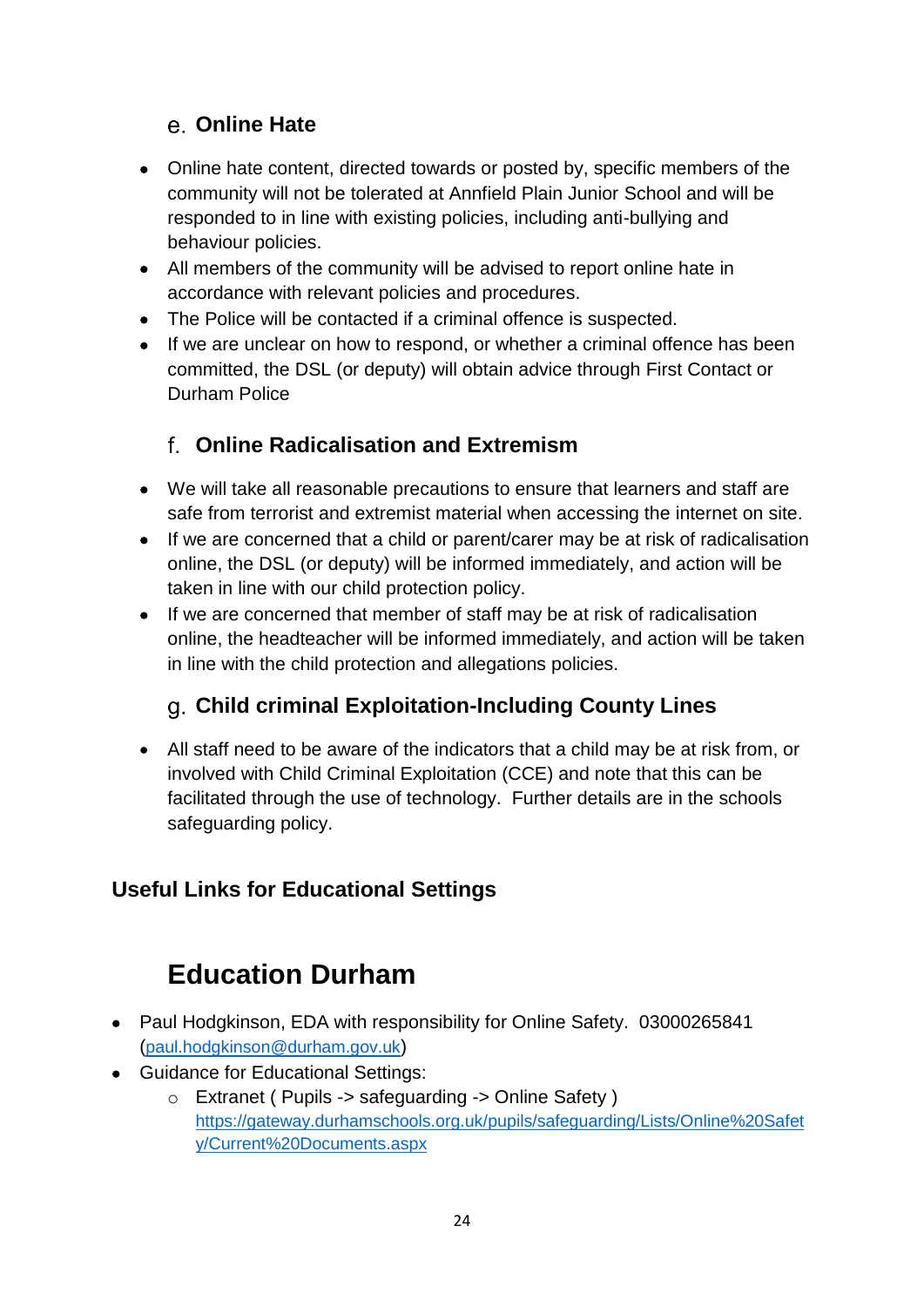### e. Online Hate

- Online hate content, directed towards or posted by, specific members of the community will not be tolerated at Annfield Plain Junior School and will be responded to in line with existing policies, including anti-bullying and behaviour policies.
- All members of the community will be advised to report online hate in accordance with relevant policies and procedures.
- The Police will be contacted if a criminal offence is suspected.
- If we are unclear on how to respond, or whether a criminal offence has been committed, the DSL (or deputy) will obtain advice through First Contact or Durham Police

### f. Online Radicalisation and Extremism

- We will take all reasonable precautions to ensure that learners and staff are safe from terrorist and extremist material when accessing the internet on site.
- If we are concerned that a child or parent/carer may be at risk of radicalisation online, the DSL (or deputy) will be informed immediately, and action will be taken in line with our child protection policy.
- If we are concerned that member of staff may be at risk of radicalisation online, the headteacher will be informed immediately, and action will be taken in line with the child protection and allegations policies.

### g. Child criminal Exploitation-Including County Lines

- All staff need to be aware of the indicators that a child may be at risk from, or involved with Child Criminal Exploitation (CCE) and note that this can be facilitated through the use of technology. Further details are in the schools safeguarding policy.

## Useful Links for Educational Settings

# Education Durham

- Paul Hodgkinson, EDA with responsibility for Online Safety. 03000265841 (paul.hodgkinson@durham.gov.uk)
- Guidance for Educational Settings:
  - Extranet ( Pupils -> safeguarding -> Online Safety ) https://gateway.durhamschools.org.uk/pupils/safeguarding/Lists/Online%20Safety/Current%20Documents.aspx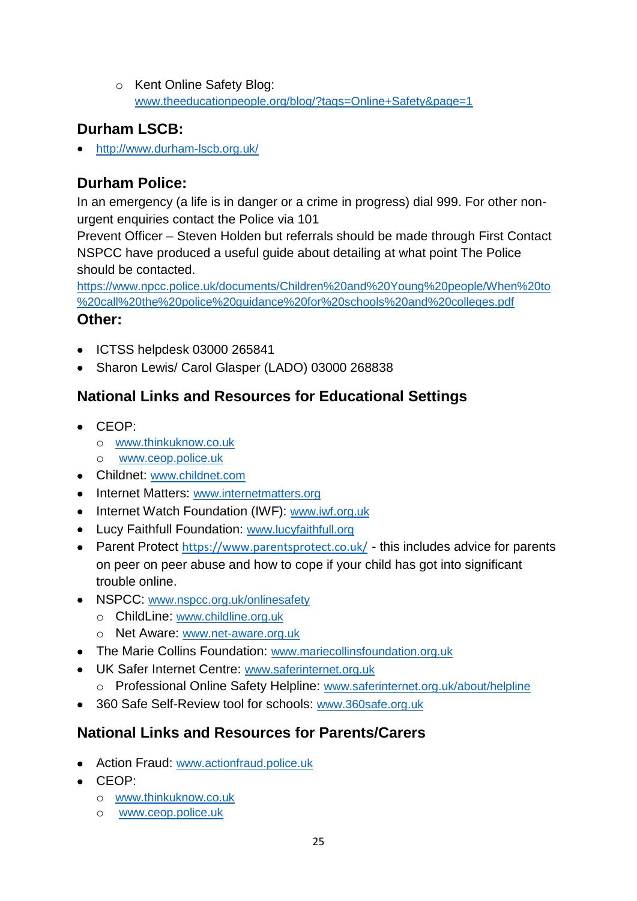- Kent Online Safety Blog: www.theeducationpeople.org/blog/?tags=Online+Safety&page=1

## Durham LSCB:

- http://www.durham-lscb.org.uk/

## Durham Police:

In an emergency (a life is in danger or a crime in progress) dial 999. For other non-urgent enquiries contact the Police via 101

Prevent Officer – Steven Holden but referrals should be made through First Contact

NSPCC have produced a useful guide about detailing at what point The Police should be contacted.

https://www.npcc.police.uk/documents/Children%20and%20Young%20people/When%20to%20call%20the%20police%20guidance%20for%20schools%20and%20colleges.pdf

## Other:

- ICTSS helpdesk 03000 265841
- Sharon Lewis/ Carol Glasper (LADO) 03000 268838

## National Links and Resources for Educational Settings

- CEOP:
  - www.thinkuknow.co.uk
  - www.ceop.police.uk
- Childnet: www.childnet.com
- Internet Matters: www.internetmatters.org
- Internet Watch Foundation (IWF): www.iwf.org.uk
- Lucy Faithfull Foundation: www.lucyfaithfull.org
- Parent Protect https://www.parentsprotect.co.uk/ - this includes advice for parents on peer on peer abuse and how to cope if your child has got into significant trouble online.
- NSPCC: www.nspcc.org.uk/onlinesafety
  - ChildLine: www.childline.org.uk
  - Net Aware: www.net-aware.org.uk
- The Marie Collins Foundation: www.mariecollinsfoundation.org.uk
- UK Safer Internet Centre: www.saferinternet.org.uk
  - Professional Online Safety Helpline: www.saferinternet.org.uk/about/helpline
- 360 Safe Self-Review tool for schools: www.360safe.org.uk

## National Links and Resources for Parents/Carers

- Action Fraud: www.actionfraud.police.uk
- CEOP:
  - www.thinkuknow.co.uk
  - www.ceop.police.uk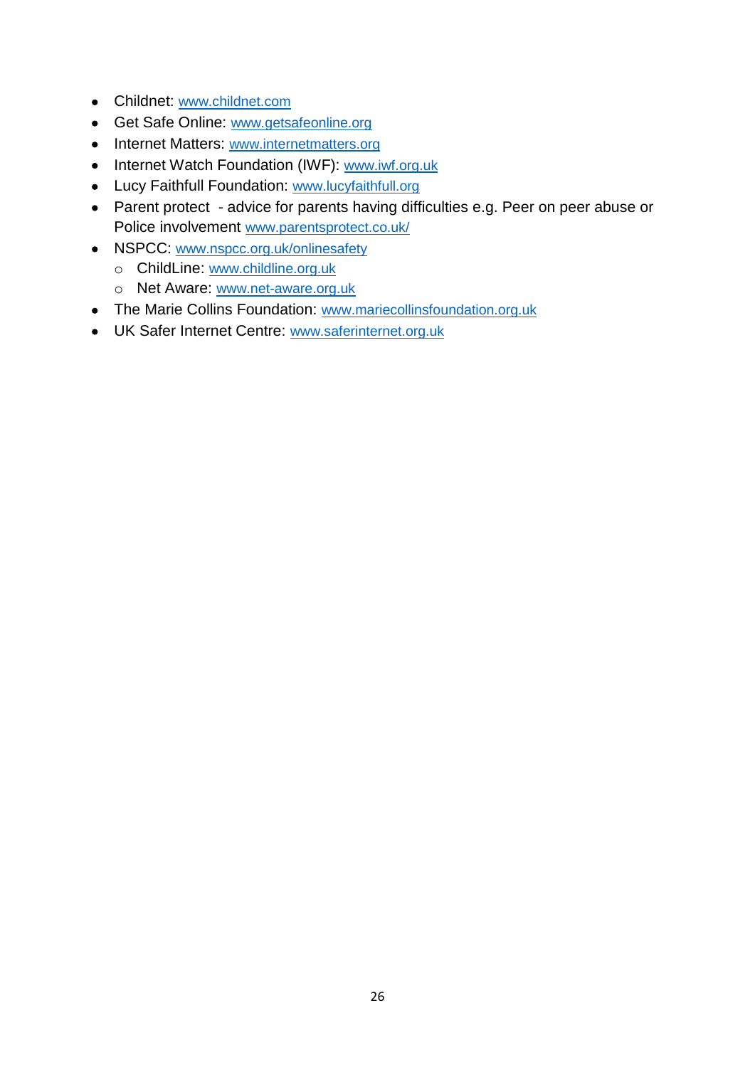- Childnet: www.childnet.com
- Get Safe Online: www.getsafeonline.org
- Internet Matters: www.internetmatters.org
- Internet Watch Foundation (IWF): www.iwf.org.uk
- Lucy Faithfull Foundation: www.lucyfaithfull.org
- Parent protect - advice for parents having difficulties e.g. Peer on peer abuse or Police involvement www.parentsprotect.co.uk/
- NSPCC: www.nspcc.org.uk/onlinesafety
  - ChildLine: www.childline.org.uk
  - Net Aware: www.net-aware.org.uk
- The Marie Collins Foundation: www.mariecollinsfoundation.org.uk
- UK Safer Internet Centre: www.saferinternet.org.uk